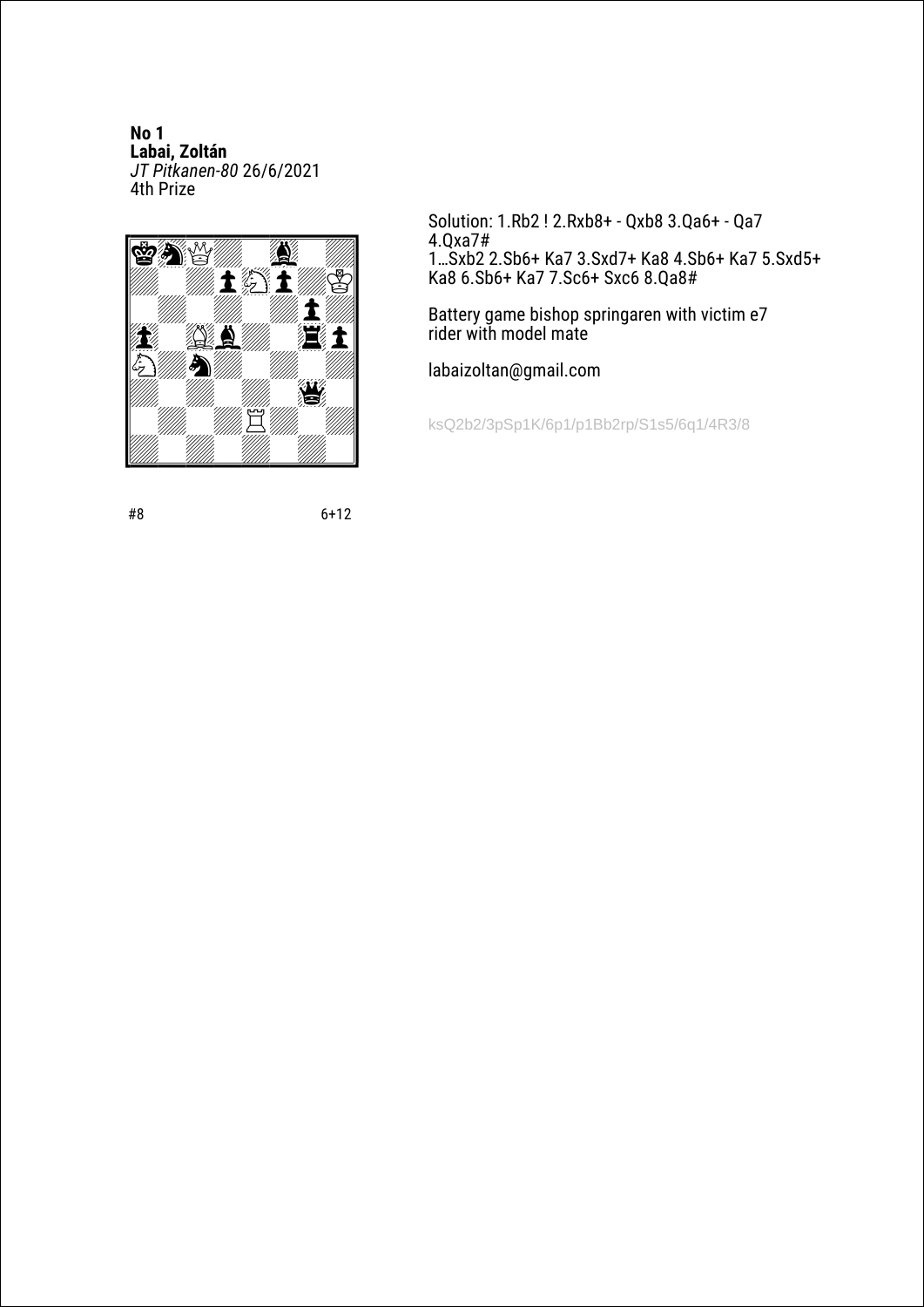**No 1**
**Labai, Zoltán**
*JT Pitkanen-80* 26/6/2021
4th Prize

#8 6+12

Solution: 1.Rb2 ! 2.Rxb8+ - Qxb8 3.Qa6+ - Qa7 4.Qxa7#
1…Sxb2 2.Sb6+ Ka7 3.Sxd7+ Ka8 4.Sb6+ Ka7 5.Sxd5+ Ka8 6.Sb6+ Ka7 7.Sc6+ Sxc6 8.Qa8#

Battery game bishop springaren with victim e7 rider with model mate

labaizoltan@gmail.com

ksQ2b2/3pSp1K/6p1/p1Bb2rp/S1s5/6q1/4R3/8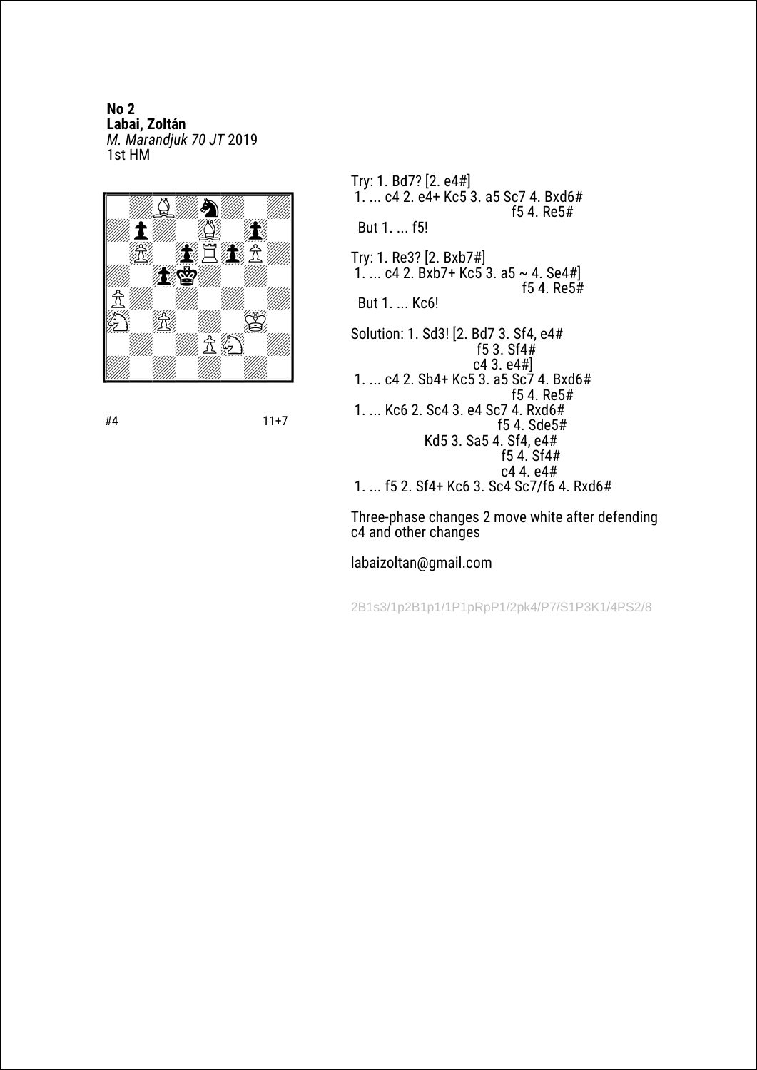**No 2**
**Labai, Zoltán**
*M. Marandjuk 70 JT* 2019
1st HM

#4 11+7

Try: 1. Bd7? [2. e4#]
 1. ... c4 2. e4+ Kc5 3. a5 Sc7 4. Bxd6#
 f5 4. Re5#
 But 1. ... f5!

Try: 1. Re3? [2. Bxb7#]
 1. ... c4 2. Bxb7+ Kc5 3. a5 ~ 4. Se4#]
 f5 4. Re5#
 But 1. ... Kc6!

Solution: 1. Sd3! [2. Bd7 3. Sf4, e4#
 f5 3. Sf4#
 c4 3. e4#]
 1. ... c4 2. Sb4+ Kc5 3. a5 Sc7 4. Bxd6#
 f5 4. Re5#
 1. ... Kc6 2. Sc4 3. e4 Sc7 4. Rxd6#
 f5 4. Sde5#
 Kd5 3. Sa5 4. Sf4, e4#
 f5 4. Sf4#
 c4 4. e4#
 1. ... f5 2. Sf4+ Kc6 3. Sc4 Sc7/f6 4. Rxd6#

Three-phase changes 2 move white after defending c4 and other changes

labaizoltan@gmail.com

2B1s3/1p2B1p1/1P1pRpP1/2pk4/P7/S1P3K1/4PS2/8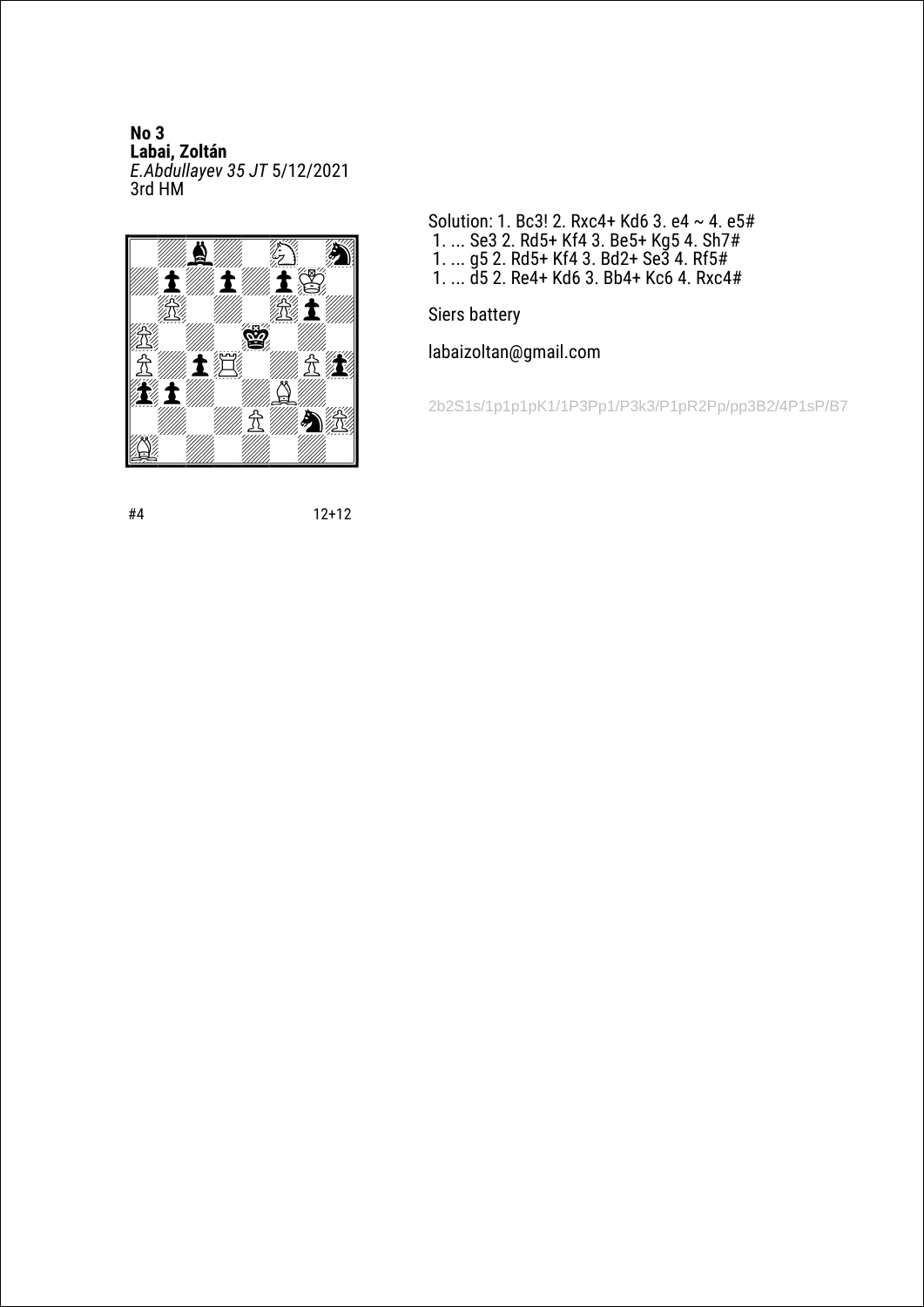**No 3**
**Labai, Zoltán**
*E.Abdullayev 35 JT* 5/12/2021
3rd HM

#4 12+12

Solution: 1. Bc3! 2. Rxc4+ Kd6 3. e4 ~ 4. e5#
1. ... Se3 2. Rd5+ Kf4 3. Be5+ Kg5 4. Sh7#
1. ... g5 2. Rd5+ Kf4 3. Bd2+ Se3 4. Rf5#
1. ... d5 2. Re4+ Kd6 3. Bb4+ Kc6 4. Rxc4#

Siers battery

labaizoltan@gmail.com

2b2S1s/1p1p1pK1/1P3Pp1/P3k3/P1pR2Pp/pp3B2/4P1sP/B7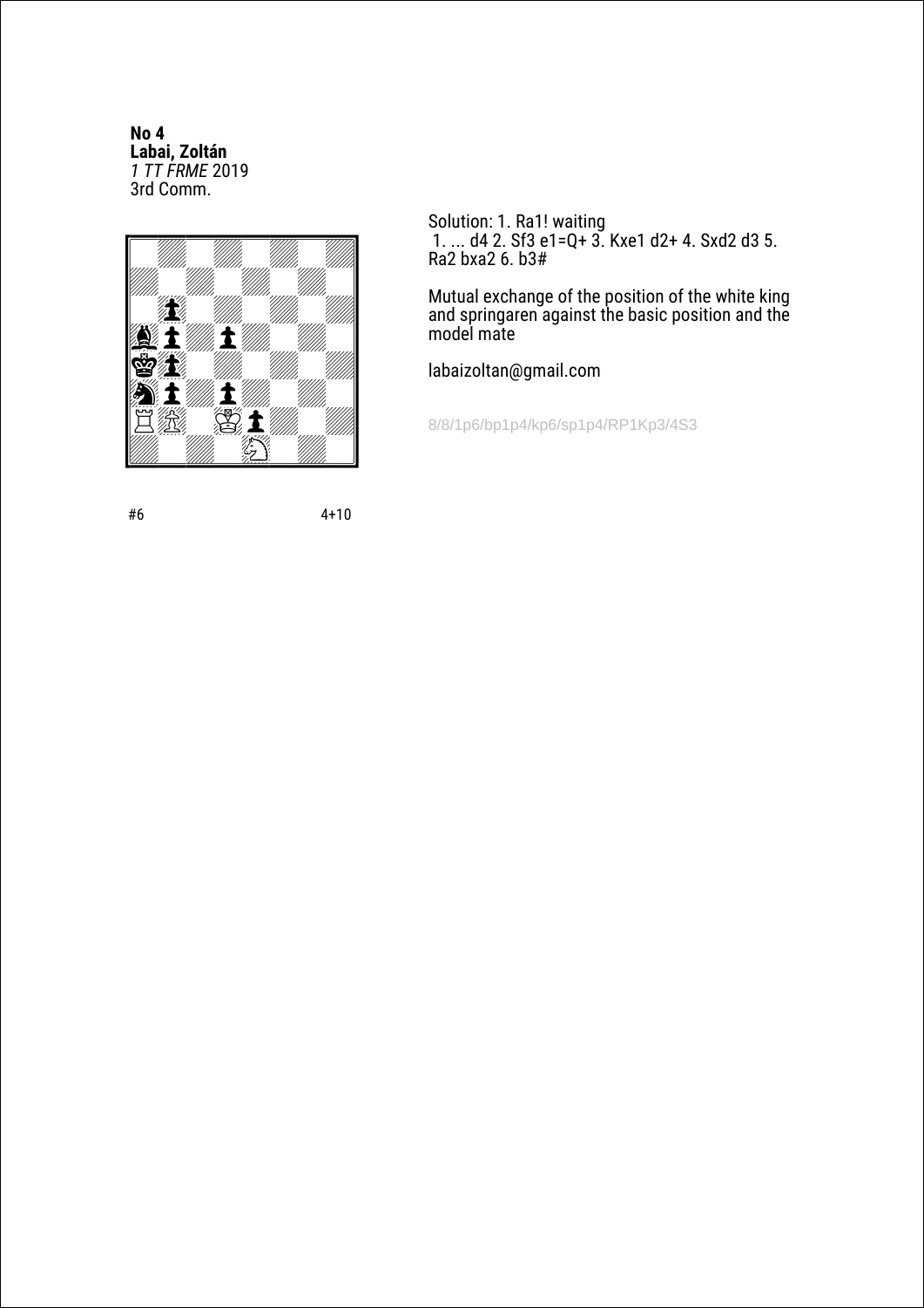**No 4**
**Labai, Zoltán**
*1 TT FRME* 2019
3rd Comm.

#6 4+10

Solution: 1. Ra1! waiting
1. ... d4 2. Sf3 e1=Q+ 3. Kxe1 d2+ 4. Sxd2 d3 5. Ra2 bxa2 6. b3#

Mutual exchange of the position of the white king and springaren against the basic position and the model mate

labaizoltan@gmail.com

8/8/1p6/bp1p4/kp6/sp1p4/RP1Kp3/4S3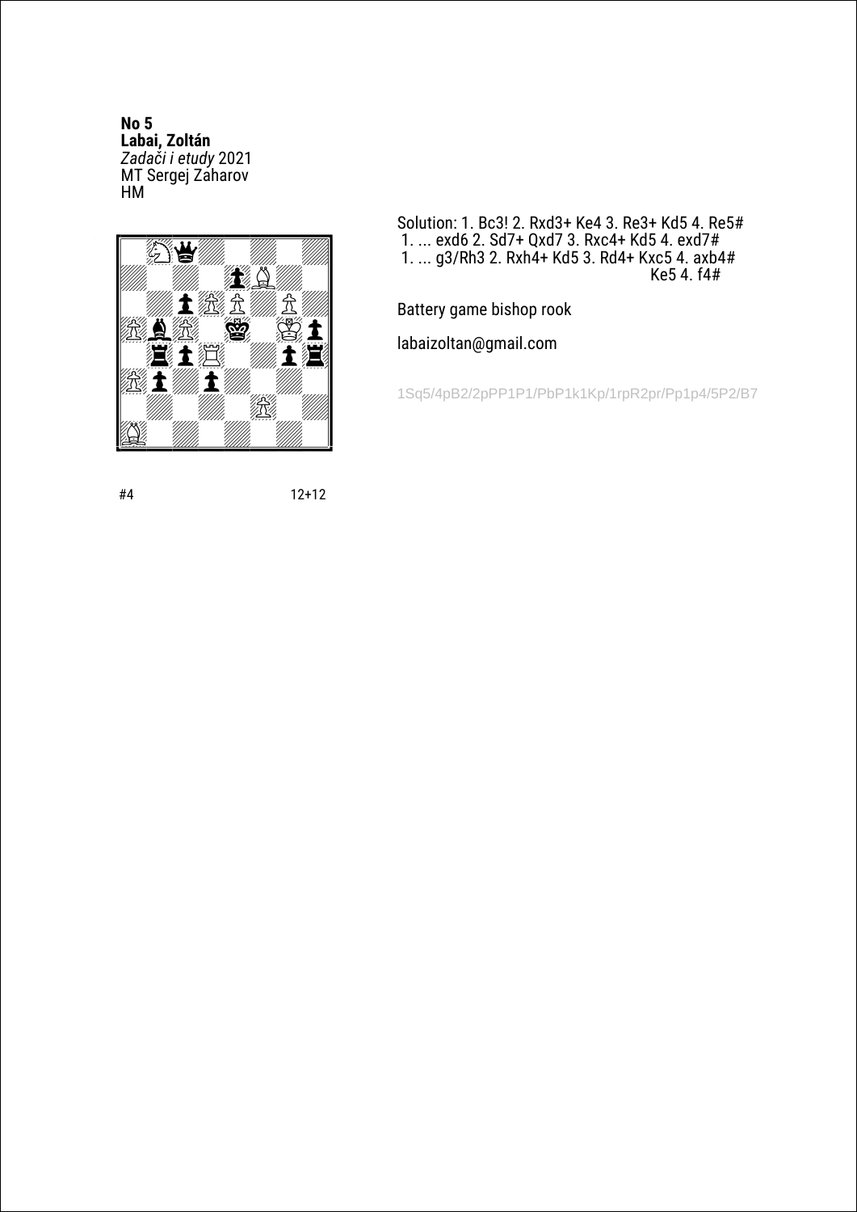**No 5**
**Labai, Zoltán**
*Zadači i etudy* 2021
MT Sergej Zaharov
HM

#4 12+12

Solution: 1. Bc3! 2. Rxd3+ Ke4 3. Re3+ Kd5 4. Re5#
1. ... exd6 2. Sd7+ Qxd7 3. Rxc4+ Kd5 4. exd7#
1. ... g3/Rh3 2. Rxh4+ Kd5 3. Rd4+ Kxc5 4. axb4#
Ke5 4. f4#

Battery game bishop rook

labaizoltan@gmail.com

1Sq5/4pB2/2pPP1P1/PbP1k1Kp/1rpR2pr/Pp1p4/5P2/B7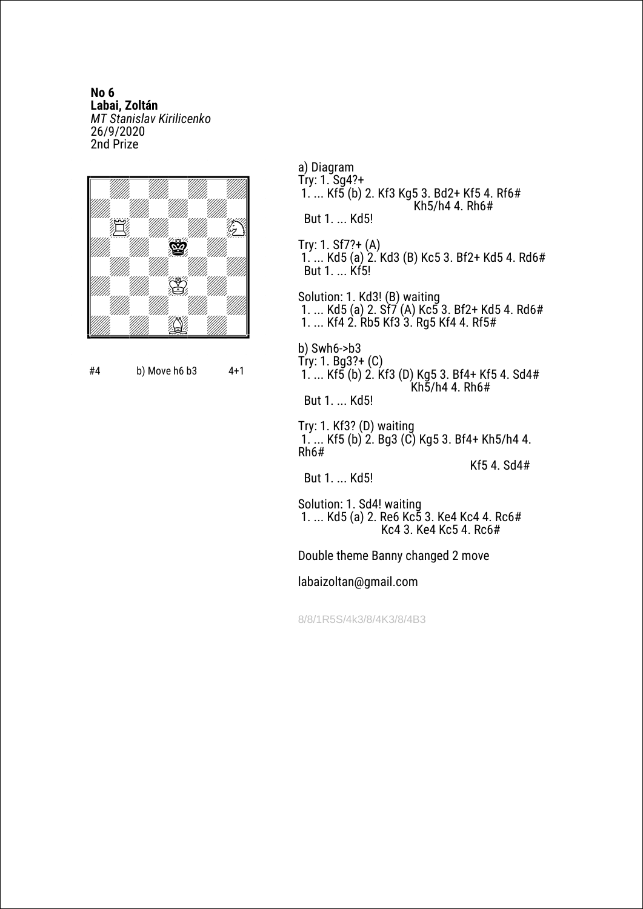**No 6**
**Labai, Zoltán**
*MT Stanislav Kirilicenko*
26/9/2020
2nd Prize

#4 b) Move h6 b3 4+1

a) Diagram
Try: 1. Sg4?+
1. ... Kf5 (b) 2. Kf3 Kg5 3. Bd2+ Kf5 4. Rf6#
Kh5/h4 4. Rh6#
But 1. ... Kd5!

Try: 1. Sf7?+ (A)
1. ... Kd5 (a) 2. Kd3 (B) Kc5 3. Bf2+ Kd5 4. Rd6#
But 1. ... Kf5!

Solution: 1. Kd3! (B) waiting
1. ... Kd5 (a) 2. Sf7 (A) Kc5 3. Bf2+ Kd5 4. Rd6#
1. ... Kf4 2. Rb5 Kf3 3. Rg5 Kf4 4. Rf5#

b) Swh6->b3
Try: 1. Bg3?+ (C)
1. ... Kf5 (b) 2. Kf3 (D) Kg5 3. Bf4+ Kf5 4. Sd4#
Kh5/h4 4. Rh6#
But 1. ... Kd5!

Try: 1. Kf3? (D) waiting
1. ... Kf5 (b) 2. Bg3 (C) Kg5 3. Bf4+ Kh5/h4 4. Rh6#
Kf5 4. Sd4#
But 1. ... Kd5!

Solution: 1. Sd4! waiting
1. ... Kd5 (a) 2. Re6 Kc5 3. Ke4 Kc4 4. Rc6#
Kc4 3. Ke4 Kc5 4. Rc6#

Double theme Banny changed 2 move

labaizoltan@gmail.com

8/8/1R5S/4k3/8/4K3/8/4B3